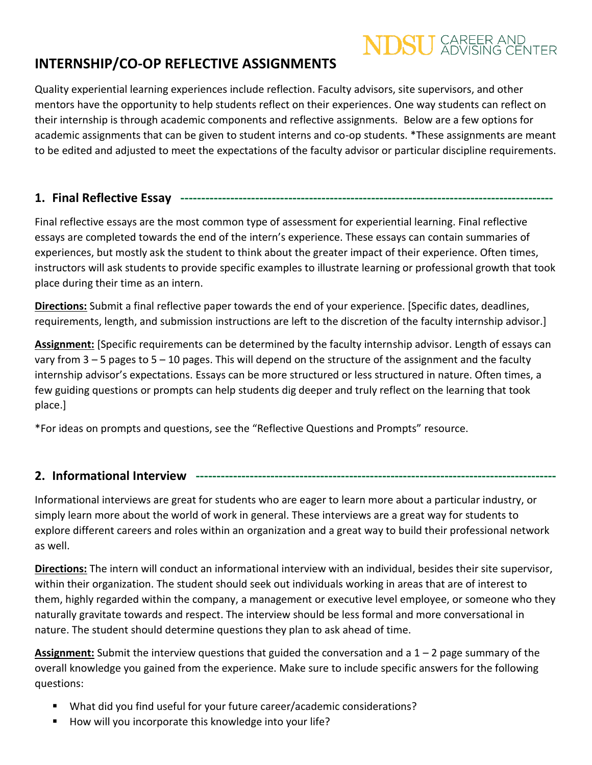NDSU CAREER AND ADVISING CENTER

# INTERNSHIP/CO-OP REFLECTIVE ASSIGNMENTS

Quality experiential learning experiences include reflection. Faculty advisors, site supervisors, and other mentors have the opportunity to help students reflect on their experiences. One way students can reflect on their internship is through academic components and reflective assignments. Below are a few options for academic assignments that can be given to student interns and co-op students. *These assignments are meant to be edited and adjusted to meet the expectations of the faculty advisor or particular discipline requirements.

## 1. Final Reflective Essay

Final reflective essays are the most common type of assessment for experiential learning. Final reflective essays are completed towards the end of the intern's experience. These essays can contain summaries of experiences, but mostly ask the student to think about the greater impact of their experience. Often times, instructors will ask students to provide specific examples to illustrate learning or professional growth that took place during their time as an intern.

**Directions:** Submit a final reflective paper towards the end of your experience. [Specific dates, deadlines, requirements, length, and submission instructions are left to the discretion of the faculty internship advisor.]

**Assignment:** [Specific requirements can be determined by the faculty internship advisor. Length of essays can vary from 3 – 5 pages to 5 – 10 pages. This will depend on the structure of the assignment and the faculty internship advisor's expectations. Essays can be more structured or less structured in nature. Often times, a few guiding questions or prompts can help students dig deeper and truly reflect on the learning that took place.]

*For ideas on prompts and questions, see the "Reflective Questions and Prompts" resource.

## 2. Informational Interview

Informational interviews are great for students who are eager to learn more about a particular industry, or simply learn more about the world of work in general. These interviews are a great way for students to explore different careers and roles within an organization and a great way to build their professional network as well.

**Directions:** The intern will conduct an informational interview with an individual, besides their site supervisor, within their organization. The student should seek out individuals working in areas that are of interest to them, highly regarded within the company, a management or executive level employee, or someone who they naturally gravitate towards and respect. The interview should be less formal and more conversational in nature. The student should determine questions they plan to ask ahead of time.

**Assignment:** Submit the interview questions that guided the conversation and a 1 – 2 page summary of the overall knowledge you gained from the experience. Make sure to include specific answers for the following questions:

- What did you find useful for your future career/academic considerations?
- How will you incorporate this knowledge into your life?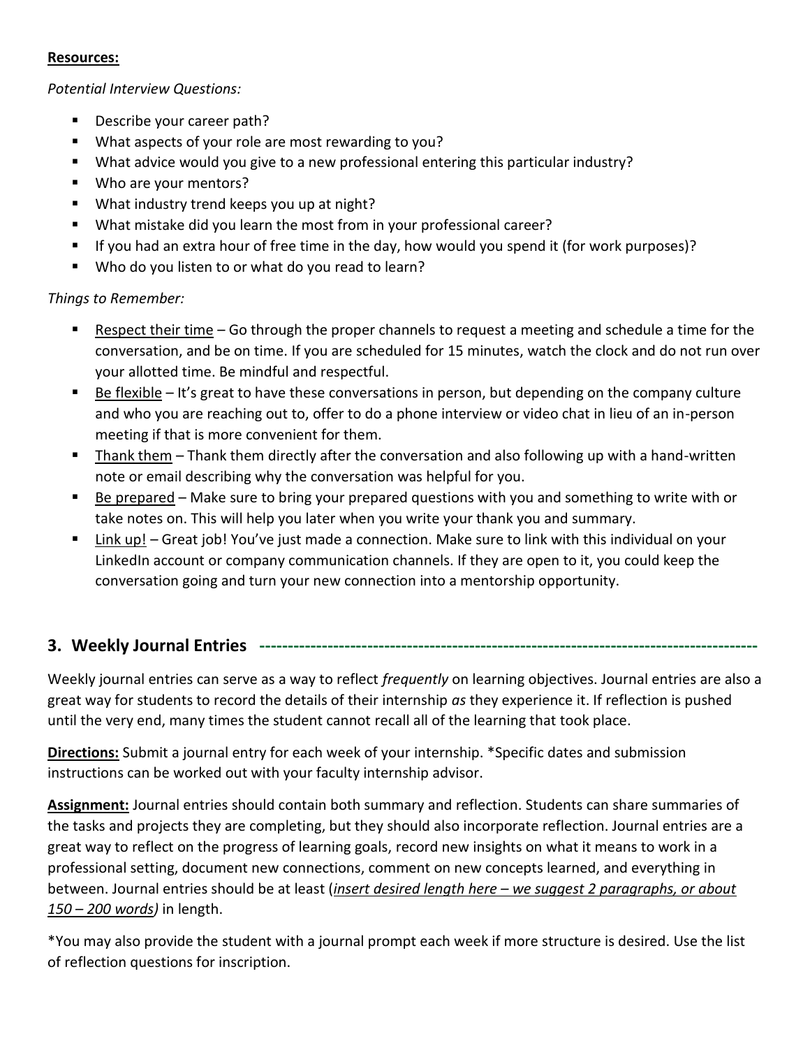**Resources:**

*Potential Interview Questions:*

- Describe your career path?
- What aspects of your role are most rewarding to you?
- What advice would you give to a new professional entering this particular industry?
- Who are your mentors?
- What industry trend keeps you up at night?
- What mistake did you learn the most from in your professional career?
- If you had an extra hour of free time in the day, how would you spend it (for work purposes)?
- Who do you listen to or what do you read to learn?

*Things to Remember:*

- <u>Respect their time</u> – Go through the proper channels to request a meeting and schedule a time for the conversation, and be on time. If you are scheduled for 15 minutes, watch the clock and do not run over your allotted time. Be mindful and respectful.
- <u>Be flexible</u> – It's great to have these conversations in person, but depending on the company culture and who you are reaching out to, offer to do a phone interview or video chat in lieu of an in-person meeting if that is more convenient for them.
- <u>Thank them</u> – Thank them directly after the conversation and also following up with a hand-written note or email describing why the conversation was helpful for you.
- <u>Be prepared</u> – Make sure to bring your prepared questions with you and something to write with or take notes on. This will help you later when you write your thank you and summary.
- <u>Link up!</u> – Great job! You've just made a connection. Make sure to link with this individual on your LinkedIn account or company communication channels. If they are open to it, you could keep the conversation going and turn your new connection into a mentorship opportunity.

## 3. Weekly Journal Entries

Weekly journal entries can serve as a way to reflect *frequently* on learning objectives. Journal entries are also a great way for students to record the details of their internship *as* they experience it. If reflection is pushed until the very end, many times the student cannot recall all of the learning that took place.

**Directions:** Submit a journal entry for each week of your internship. *Specific dates and submission instructions can be worked out with your faculty internship advisor.

**Assignment:** Journal entries should contain both summary and reflection. Students can share summaries of the tasks and projects they are completing, but they should also incorporate reflection. Journal entries are a great way to reflect on the progress of learning goals, record new insights on what it means to work in a professional setting, document new connections, comment on new concepts learned, and everything in between. Journal entries should be at least (*<u>insert desired length here – we suggest 2 paragraphs, or about 150 – 200 words</u>*) in length.

*You may also provide the student with a journal prompt each week if more structure is desired. Use the list of reflection questions for inscription.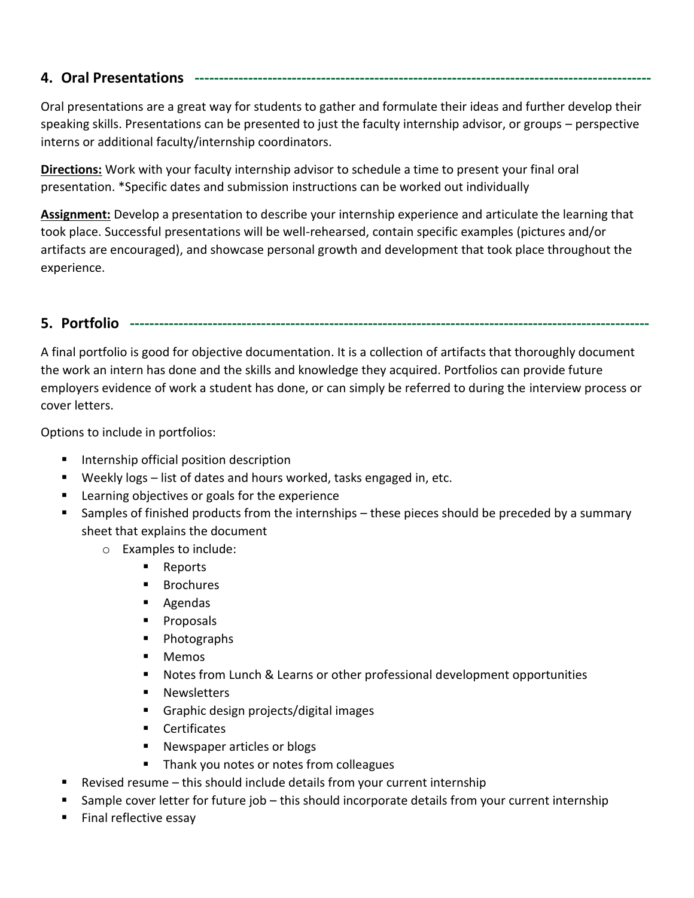## 4. Oral Presentations

Oral presentations are a great way for students to gather and formulate their ideas and further develop their speaking skills. Presentations can be presented to just the faculty internship advisor, or groups – perspective interns or additional faculty/internship coordinators.

**Directions:** Work with your faculty internship advisor to schedule a time to present your final oral presentation. *Specific dates and submission instructions can be worked out individually

**Assignment:** Develop a presentation to describe your internship experience and articulate the learning that took place. Successful presentations will be well-rehearsed, contain specific examples (pictures and/or artifacts are encouraged), and showcase personal growth and development that took place throughout the experience.

## 5. Portfolio

A final portfolio is good for objective documentation. It is a collection of artifacts that thoroughly document the work an intern has done and the skills and knowledge they acquired. Portfolios can provide future employers evidence of work a student has done, or can simply be referred to during the interview process or cover letters.

Options to include in portfolios:

- Internship official position description
- Weekly logs – list of dates and hours worked, tasks engaged in, etc.
- Learning objectives or goals for the experience
- Samples of finished products from the internships – these pieces should be preceded by a summary sheet that explains the document
  - Examples to include:
    - Reports
    - Brochures
    - Agendas
    - Proposals
    - Photographs
    - Memos
    - Notes from Lunch & Learns or other professional development opportunities
    - Newsletters
    - Graphic design projects/digital images
    - Certificates
    - Newspaper articles or blogs
    - Thank you notes or notes from colleagues
- Revised resume – this should include details from your current internship
- Sample cover letter for future job – this should incorporate details from your current internship
- Final reflective essay